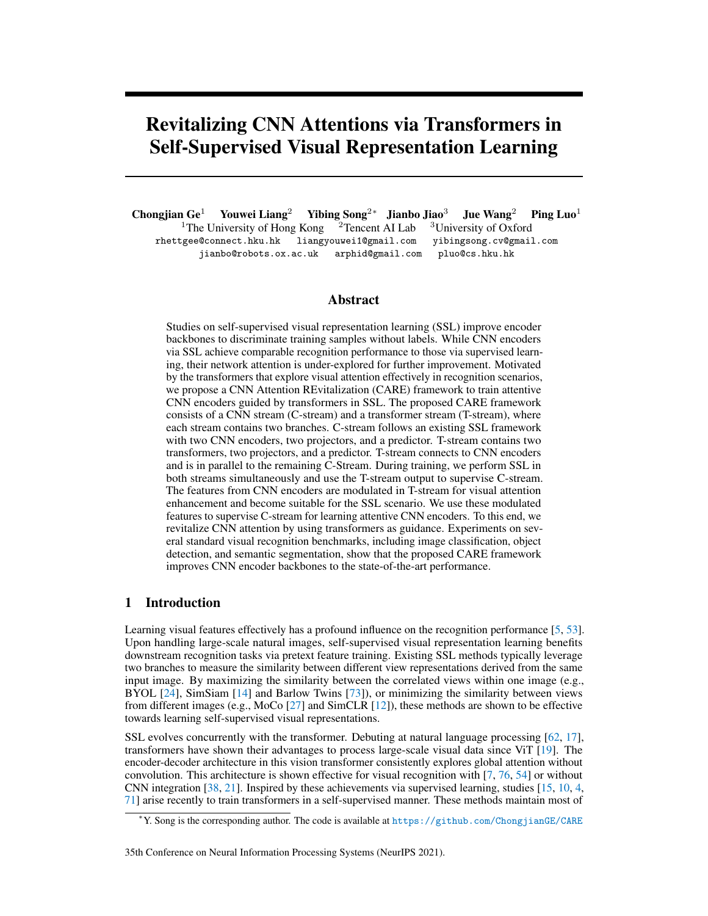# Revitalizing CNN Attentions via Transformers in Self-Supervised Visual Representation Learning

**Chongjian Ge**[1] **Youwei Liang**[2] **Yibing Song**[2*] **Jianbo Jiao**[3] **Jue Wang**[2] **Ping Luo**[1]

[1]The University of Hong Kong [2]Tencent AI Lab [3]University of Oxford

rhettgee@connect.hku.hk liangyouwei1@gmail.com yibingsong.cv@gmail.com
jianbo@robots.ox.ac.uk arphid@gmail.com pluo@cs.hku.hk

## Abstract

Studies on self-supervised visual representation learning (SSL) improve encoder backbones to discriminate training samples without labels. While CNN encoders via SSL achieve comparable recognition performance to those via supervised learning, their network attention is under-explored for further improvement. Motivated by the transformers that explore visual attention effectively in recognition scenarios, we propose a CNN Attention REvitalization (CARE) framework to train attentive CNN encoders guided by transformers in SSL. The proposed CARE framework consists of a CNN stream (C-stream) and a transformer stream (T-stream), where each stream contains two branches. C-stream follows an existing SSL framework with two CNN encoders, two projectors, and a predictor. T-stream contains two transformers, two projectors, and a predictor. T-stream connects to CNN encoders and is in parallel to the remaining C-Stream. During training, we perform SSL in both streams simultaneously and use the T-stream output to supervise C-stream. The features from CNN encoders are modulated in T-stream for visual attention enhancement and become suitable for the SSL scenario. We use these modulated features to supervise C-stream for learning attentive CNN encoders. To this end, we revitalize CNN attention by using transformers as guidance. Experiments on several standard visual recognition benchmarks, including image classification, object detection, and semantic segmentation, show that the proposed CARE framework improves CNN encoder backbones to the state-of-the-art performance.

## 1 Introduction

Learning visual features effectively has a profound influence on the recognition performance [5, 53]. Upon handling large-scale natural images, self-supervised visual representation learning benefits downstream recognition tasks via pretext feature training. Existing SSL methods typically leverage two branches to measure the similarity between different view representations derived from the same input image. By maximizing the similarity between the correlated views within one image (e.g., BYOL [24], SimSiam [14] and Barlow Twins [73]), or minimizing the similarity between views from different images (e.g., MoCo [27] and SimCLR [12]), these methods are shown to be effective towards learning self-supervised visual representations.

SSL evolves concurrently with the transformer. Debuting at natural language processing [62, 17], transformers have shown their advantages to process large-scale visual data since ViT [19]. The encoder-decoder architecture in this vision transformer consistently explores global attention without convolution. This architecture is shown effective for visual recognition with [7, 76, 54] or without CNN integration [38, 21]. Inspired by these achievements via supervised learning, studies [15, 10, 4, 71] arise recently to train transformers in a self-supervised manner. These methods maintain most of

*Y. Song is the corresponding author. The code is available at https://github.com/ChongjianGE/CARE

35th Conference on Neural Information Processing Systems (NeurIPS 2021).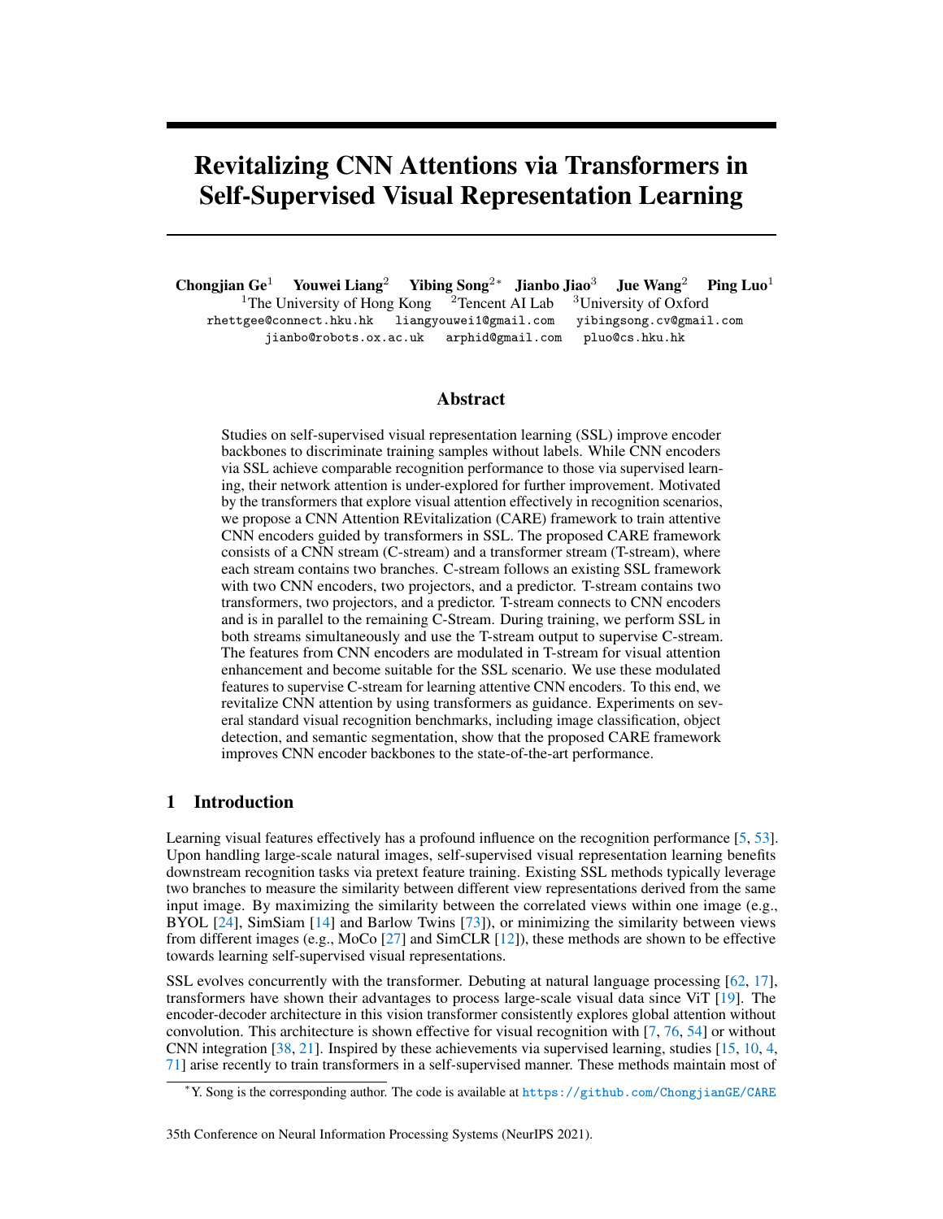# Revitalizing CNN Attentions via Transformers in Self-Supervised Visual Representation Learning

**Chongjian Ge**[1] **Youwei Liang**[2] **Yibing Song**[2]* **Jianbo Jiao**[3] **Jue Wang**[2] **Ping Luo**[1]

[1]The University of Hong Kong [2]Tencent AI Lab [3]University of Oxford

rhettgee@connect.hku.hk liangyouwei1@gmail.com yibingsong.cv@gmail.com
jianbo@robots.ox.ac.uk arphid@gmail.com pluo@cs.hku.hk

## Abstract

Studies on self-supervised visual representation learning (SSL) improve encoder backbones to discriminate training samples without labels. While CNN encoders via SSL achieve comparable recognition performance to those via supervised learning, their network attention is under-explored for further improvement. Motivated by the transformers that explore visual attention effectively in recognition scenarios, we propose a CNN Attention REvitalization (CARE) framework to train attentive CNN encoders guided by transformers in SSL. The proposed CARE framework consists of a CNN stream (C-stream) and a transformer stream (T-stream), where each stream contains two branches. C-stream follows an existing SSL framework with two CNN encoders, two projectors, and a predictor. T-stream contains two transformers, two projectors, and a predictor. T-stream connects to CNN encoders and is in parallel to the remaining C-Stream. During training, we perform SSL in both streams simultaneously and use the T-stream output to supervise C-stream. The features from CNN encoders are modulated in T-stream for visual attention enhancement and become suitable for the SSL scenario. We use these modulated features to supervise C-stream for learning attentive CNN encoders. To this end, we revitalize CNN attention by using transformers as guidance. Experiments on several standard visual recognition benchmarks, including image classification, object detection, and semantic segmentation, show that the proposed CARE framework improves CNN encoder backbones to the state-of-the-art performance.

## 1 Introduction

Learning visual features effectively has a profound influence on the recognition performance [5, 53]. Upon handling large-scale natural images, self-supervised visual representation learning benefits downstream recognition tasks via pretext feature training. Existing SSL methods typically leverage two branches to measure the similarity between different view representations derived from the same input image. By maximizing the similarity between the correlated views within one image (e.g., BYOL [24], SimSiam [14] and Barlow Twins [73]), or minimizing the similarity between views from different images (e.g., MoCo [27] and SimCLR [12]), these methods are shown to be effective towards learning self-supervised visual representations.

SSL evolves concurrently with the transformer. Debuting at natural language processing [62, 17], transformers have shown their advantages to process large-scale visual data since ViT [19]. The encoder-decoder architecture in this vision transformer consistently explores global attention without convolution. This architecture is shown effective for visual recognition with [7, 76, 54] or without CNN integration [38, 21]. Inspired by these achievements via supervised learning, studies [15, 10, 4, 71] arise recently to train transformers in a self-supervised manner. These methods maintain most of

*Y. Song is the corresponding author. The code is available at https://github.com/ChongjianGE/CARE

35th Conference on Neural Information Processing Systems (NeurIPS 2021).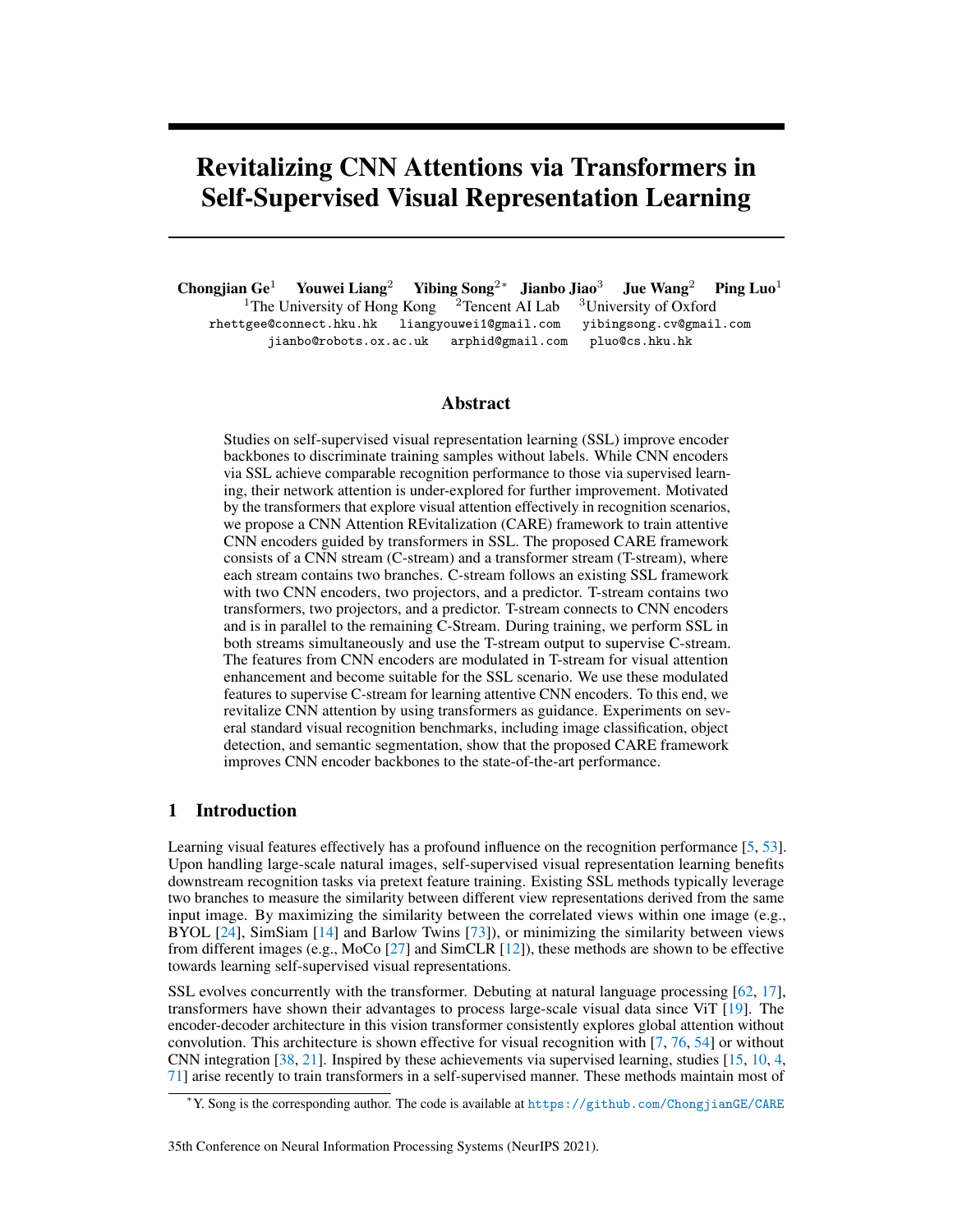# Revitalizing CNN Attentions via Transformers in Self-Supervised Visual Representation Learning

**Chongjian Ge**[1] **Youwei Liang**[2] **Yibing Song**[2*] **Jianbo Jiao**[3] **Jue Wang**[2] **Ping Luo**[1]

[1]The University of Hong Kong [2]Tencent AI Lab [3]University of Oxford

rhettgee@connect.hku.hk liangyouwei1@gmail.com yibingsong.cv@gmail.com
jianbo@robots.ox.ac.uk arphid@gmail.com pluo@cs.hku.hk

## Abstract

Studies on self-supervised visual representation learning (SSL) improve encoder backbones to discriminate training samples without labels. While CNN encoders via SSL achieve comparable recognition performance to those via supervised learning, their network attention is under-explored for further improvement. Motivated by the transformers that explore visual attention effectively in recognition scenarios, we propose a CNN Attention REvitalization (CARE) framework to train attentive CNN encoders guided by transformers in SSL. The proposed CARE framework consists of a CNN stream (C-stream) and a transformer stream (T-stream), where each stream contains two branches. C-stream follows an existing SSL framework with two CNN encoders, two projectors, and a predictor. T-stream contains two transformers, two projectors, and a predictor. T-stream connects to CNN encoders and is in parallel to the remaining C-Stream. During training, we perform SSL in both streams simultaneously and use the T-stream output to supervise C-stream. The features from CNN encoders are modulated in T-stream for visual attention enhancement and become suitable for the SSL scenario. We use these modulated features to supervise C-stream for learning attentive CNN encoders. To this end, we revitalize CNN attention by using transformers as guidance. Experiments on several standard visual recognition benchmarks, including image classification, object detection, and semantic segmentation, show that the proposed CARE framework improves CNN encoder backbones to the state-of-the-art performance.

## 1 Introduction

Learning visual features effectively has a profound influence on the recognition performance [5, 53]. Upon handling large-scale natural images, self-supervised visual representation learning benefits downstream recognition tasks via pretext feature training. Existing SSL methods typically leverage two branches to measure the similarity between different view representations derived from the same input image. By maximizing the similarity between the correlated views within one image (e.g., BYOL [24], SimSiam [14] and Barlow Twins [73]), or minimizing the similarity between views from different images (e.g., MoCo [27] and SimCLR [12]), these methods are shown to be effective towards learning self-supervised visual representations.

SSL evolves concurrently with the transformer. Debuting at natural language processing [62, 17], transformers have shown their advantages to process large-scale visual data since ViT [19]. The encoder-decoder architecture in this vision transformer consistently explores global attention without convolution. This architecture is shown effective for visual recognition with [7, 76, 54] or without CNN integration [38, 21]. Inspired by these achievements via supervised learning, studies [15, 10, 4, 71] arise recently to train transformers in a self-supervised manner. These methods maintain most of

*Y. Song is the corresponding author. The code is available at https://github.com/ChongjianGE/CARE

35th Conference on Neural Information Processing Systems (NeurIPS 2021).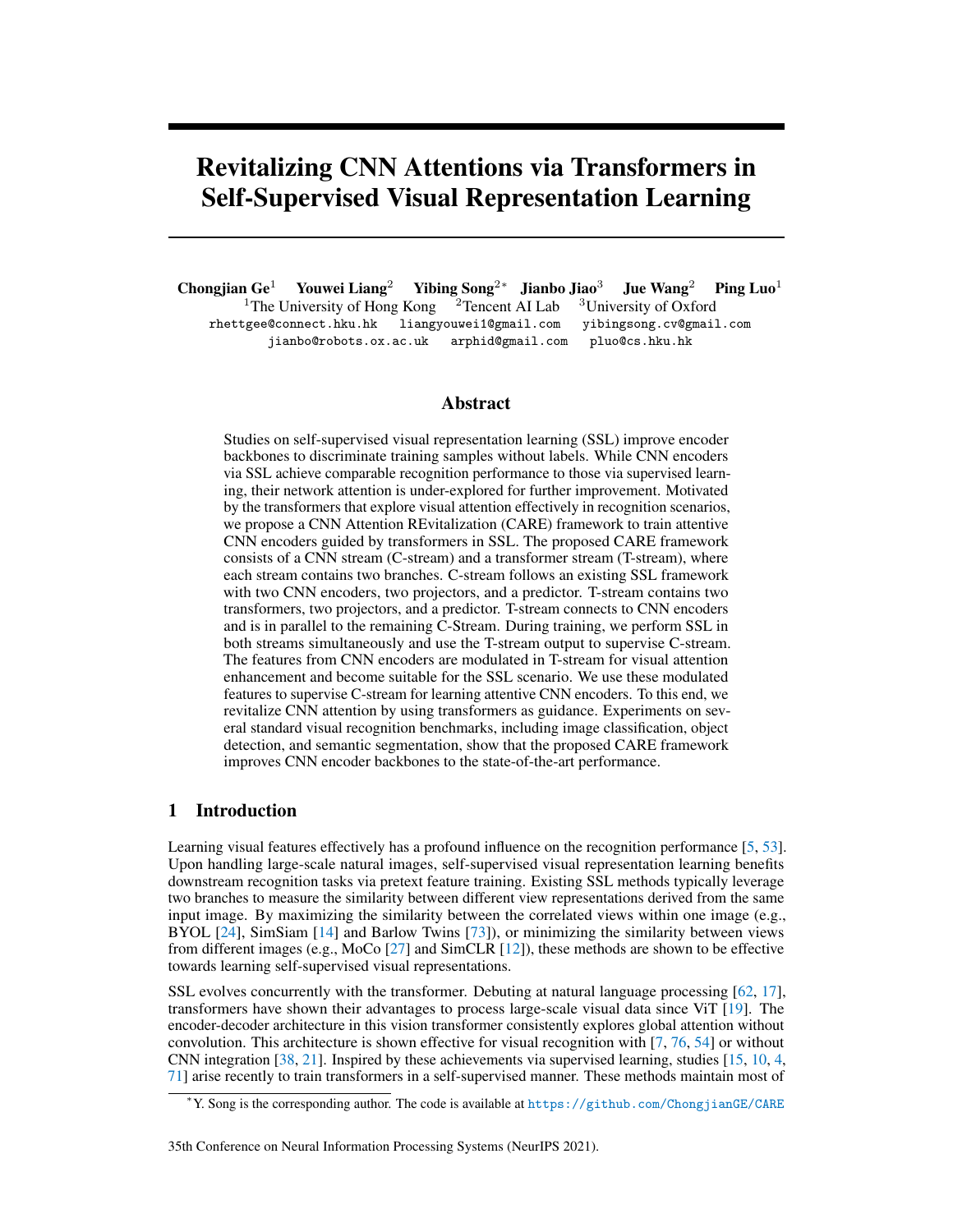# Revitalizing CNN Attentions via Transformers in Self-Supervised Visual Representation Learning

**Chongjian Ge**[1] **Youwei Liang**[2] **Yibing Song**[2*] **Jianbo Jiao**[3] **Jue Wang**[2] **Ping Luo**[1]

[1]The University of Hong Kong [2]Tencent AI Lab [3]University of Oxford

rhettgee@connect.hku.hk liangyouwei1@gmail.com yibingsong.cv@gmail.com

jianbo@robots.ox.ac.uk arphid@gmail.com pluo@cs.hku.hk

## Abstract

Studies on self-supervised visual representation learning (SSL) improve encoder backbones to discriminate training samples without labels. While CNN encoders via SSL achieve comparable recognition performance to those via supervised learning, their network attention is under-explored for further improvement. Motivated by the transformers that explore visual attention effectively in recognition scenarios, we propose a CNN Attention REvitalization (CARE) framework to train attentive CNN encoders guided by transformers in SSL. The proposed CARE framework consists of a CNN stream (C-stream) and a transformer stream (T-stream), where each stream contains two branches. C-stream follows an existing SSL framework with two CNN encoders, two projectors, and a predictor. T-stream contains two transformers, two projectors, and a predictor. T-stream connects to CNN encoders and is in parallel to the remaining C-Stream. During training, we perform SSL in both streams simultaneously and use the T-stream output to supervise C-stream. The features from CNN encoders are modulated in T-stream for visual attention enhancement and become suitable for the SSL scenario. We use these modulated features to supervise C-stream for learning attentive CNN encoders. To this end, we revitalize CNN attention by using transformers as guidance. Experiments on several standard visual recognition benchmarks, including image classification, object detection, and semantic segmentation, show that the proposed CARE framework improves CNN encoder backbones to the state-of-the-art performance.

## 1 Introduction

Learning visual features effectively has a profound influence on the recognition performance [5, 53]. Upon handling large-scale natural images, self-supervised visual representation learning benefits downstream recognition tasks via pretext feature training. Existing SSL methods typically leverage two branches to measure the similarity between different view representations derived from the same input image. By maximizing the similarity between the correlated views within one image (e.g., BYOL [24], SimSiam [14] and Barlow Twins [73]), or minimizing the similarity between views from different images (e.g., MoCo [27] and SimCLR [12]), these methods are shown to be effective towards learning self-supervised visual representations.

SSL evolves concurrently with the transformer. Debuting at natural language processing [62, 17], transformers have shown their advantages to process large-scale visual data since ViT [19]. The encoder-decoder architecture in this vision transformer consistently explores global attention without convolution. This architecture is shown effective for visual recognition with [7, 76, 54] or without CNN integration [38, 21]. Inspired by these achievements via supervised learning, studies [15, 10, 4, 71] arise recently to train transformers in a self-supervised manner. These methods maintain most of

*Y. Song is the corresponding author. The code is available at https://github.com/ChongjianGE/CARE

35th Conference on Neural Information Processing Systems (NeurIPS 2021).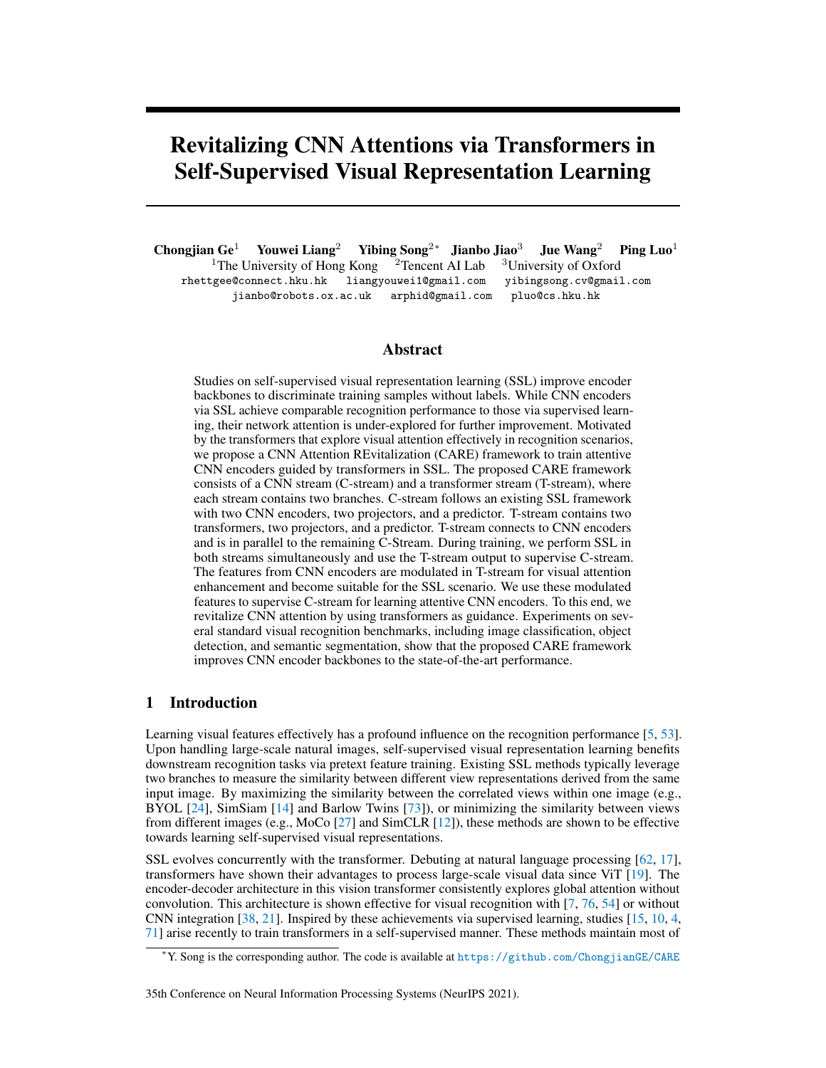# Revitalizing CNN Attentions via Transformers in Self-Supervised Visual Representation Learning

**Chongjian Ge**[1] **Youwei Liang**[2] **Yibing Song**[2]* **Jianbo Jiao**[3] **Jue Wang**[2] **Ping Luo**[1]

[1]The University of Hong Kong [2]Tencent AI Lab [3]University of Oxford

rhettgee@connect.hku.hk liangyouwei1@gmail.com yibingsong.cv@gmail.com
jianbo@robots.ox.ac.uk arphid@gmail.com pluo@cs.hku.hk

## Abstract

Studies on self-supervised visual representation learning (SSL) improve encoder backbones to discriminate training samples without labels. While CNN encoders via SSL achieve comparable recognition performance to those via supervised learning, their network attention is under-explored for further improvement. Motivated by the transformers that explore visual attention effectively in recognition scenarios, we propose a CNN Attention REvitalization (CARE) framework to train attentive CNN encoders guided by transformers in SSL. The proposed CARE framework consists of a CNN stream (C-stream) and a transformer stream (T-stream), where each stream contains two branches. C-stream follows an existing SSL framework with two CNN encoders, two projectors, and a predictor. T-stream contains two transformers, two projectors, and a predictor. T-stream connects to CNN encoders and is in parallel to the remaining C-Stream. During training, we perform SSL in both streams simultaneously and use the T-stream output to supervise C-stream. The features from CNN encoders are modulated in T-stream for visual attention enhancement and become suitable for the SSL scenario. We use these modulated features to supervise C-stream for learning attentive CNN encoders. To this end, we revitalize CNN attention by using transformers as guidance. Experiments on several standard visual recognition benchmarks, including image classification, object detection, and semantic segmentation, show that the proposed CARE framework improves CNN encoder backbones to the state-of-the-art performance.

## 1 Introduction

Learning visual features effectively has a profound influence on the recognition performance [5, 53]. Upon handling large-scale natural images, self-supervised visual representation learning benefits downstream recognition tasks via pretext feature training. Existing SSL methods typically leverage two branches to measure the similarity between different view representations derived from the same input image. By maximizing the similarity between the correlated views within one image (e.g., BYOL [24], SimSiam [14] and Barlow Twins [73]), or minimizing the similarity between views from different images (e.g., MoCo [27] and SimCLR [12]), these methods are shown to be effective towards learning self-supervised visual representations.

SSL evolves concurrently with the transformer. Debuting at natural language processing [62, 17], transformers have shown their advantages to process large-scale visual data since ViT [19]. The encoder-decoder architecture in this vision transformer consistently explores global attention without convolution. This architecture is shown effective for visual recognition with [7, 76, 54] or without CNN integration [38, 21]. Inspired by these achievements via supervised learning, studies [15, 10, 4, 71] arise recently to train transformers in a self-supervised manner. These methods maintain most of

*Y. Song is the corresponding author. The code is available at https://github.com/ChongjianGE/CARE

35th Conference on Neural Information Processing Systems (NeurIPS 2021).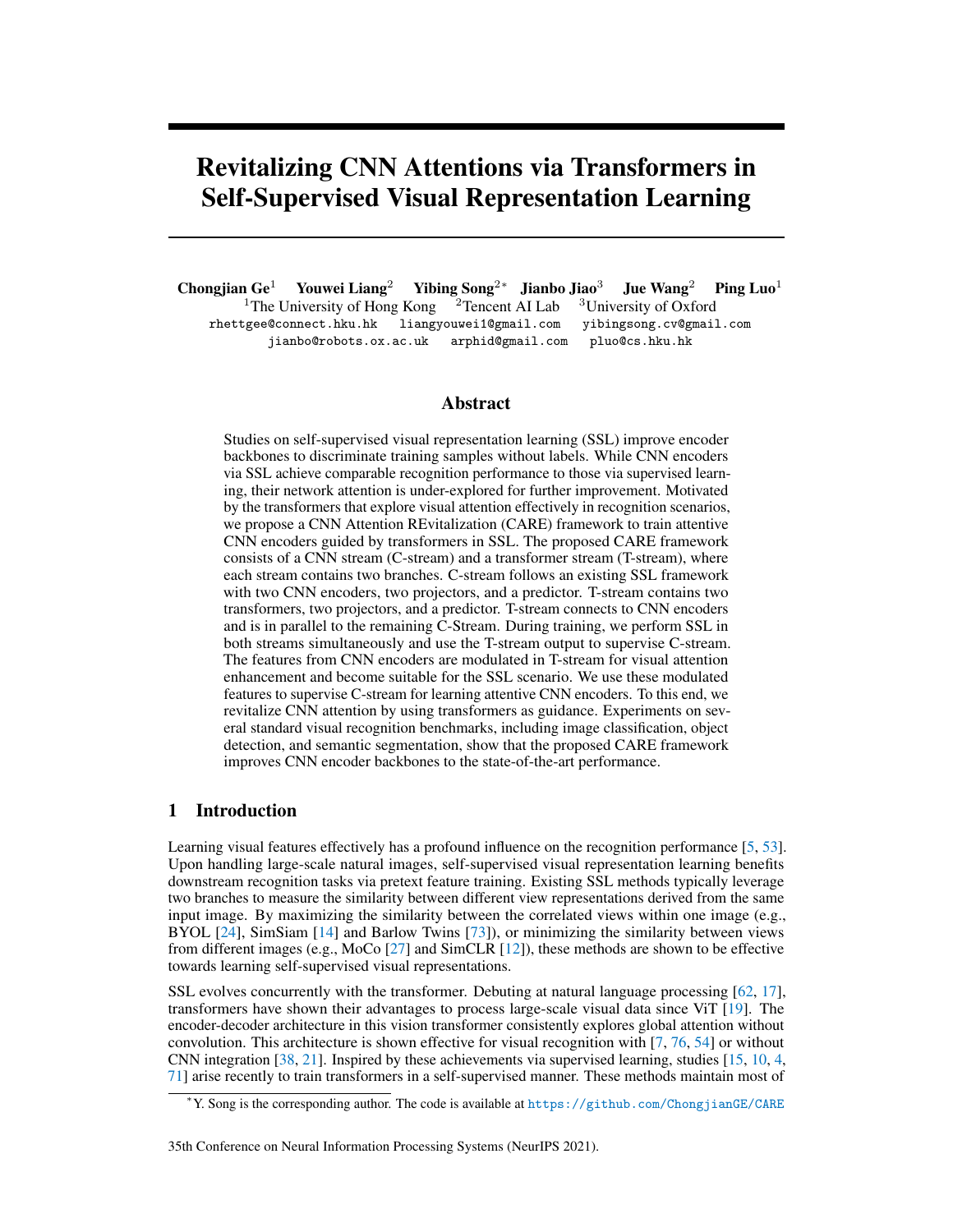# Revitalizing CNN Attentions via Transformers in Self-Supervised Visual Representation Learning

**Chongjian Ge**[1] **Youwei Liang**[2] **Yibing Song**[2∗] **Jianbo Jiao**[3] **Jue Wang**[2] **Ping Luo**[1]

[1]The University of Hong Kong [2]Tencent AI Lab [3]University of Oxford

rhettgee@connect.hku.hk liangyouwei1@gmail.com yibingsong.cv@gmail.com
jianbo@robots.ox.ac.uk arphid@gmail.com pluo@cs.hku.hk

## Abstract

Studies on self-supervised visual representation learning (SSL) improve encoder backbones to discriminate training samples without labels. While CNN encoders via SSL achieve comparable recognition performance to those via supervised learning, their network attention is under-explored for further improvement. Motivated by the transformers that explore visual attention effectively in recognition scenarios, we propose a CNN Attention REvitalization (CARE) framework to train attentive CNN encoders guided by transformers in SSL. The proposed CARE framework consists of a CNN stream (C-stream) and a transformer stream (T-stream), where each stream contains two branches. C-stream follows an existing SSL framework with two CNN encoders, two projectors, and a predictor. T-stream contains two transformers, two projectors, and a predictor. T-stream connects to CNN encoders and is in parallel to the remaining C-Stream. During training, we perform SSL in both streams simultaneously and use the T-stream output to supervise C-stream. The features from CNN encoders are modulated in T-stream for visual attention enhancement and become suitable for the SSL scenario. We use these modulated features to supervise C-stream for learning attentive CNN encoders. To this end, we revitalize CNN attention by using transformers as guidance. Experiments on several standard visual recognition benchmarks, including image classification, object detection, and semantic segmentation, show that the proposed CARE framework improves CNN encoder backbones to the state-of-the-art performance.

## 1 Introduction

Learning visual features effectively has a profound influence on the recognition performance [5, 53]. Upon handling large-scale natural images, self-supervised visual representation learning benefits downstream recognition tasks via pretext feature training. Existing SSL methods typically leverage two branches to measure the similarity between different view representations derived from the same input image. By maximizing the similarity between the correlated views within one image (e.g., BYOL [24], SimSiam [14] and Barlow Twins [73]), or minimizing the similarity between views from different images (e.g., MoCo [27] and SimCLR [12]), these methods are shown to be effective towards learning self-supervised visual representations.

SSL evolves concurrently with the transformer. Debuting at natural language processing [62, 17], transformers have shown their advantages to process large-scale visual data since ViT [19]. The encoder-decoder architecture in this vision transformer consistently explores global attention without convolution. This architecture is shown effective for visual recognition with [7, 76, 54] or without CNN integration [38, 21]. Inspired by these achievements via supervised learning, studies [15, 10, 4, 71] arise recently to train transformers in a self-supervised manner. These methods maintain most of

∗Y. Song is the corresponding author. The code is available at https://github.com/ChongjianGE/CARE

35th Conference on Neural Information Processing Systems (NeurIPS 2021).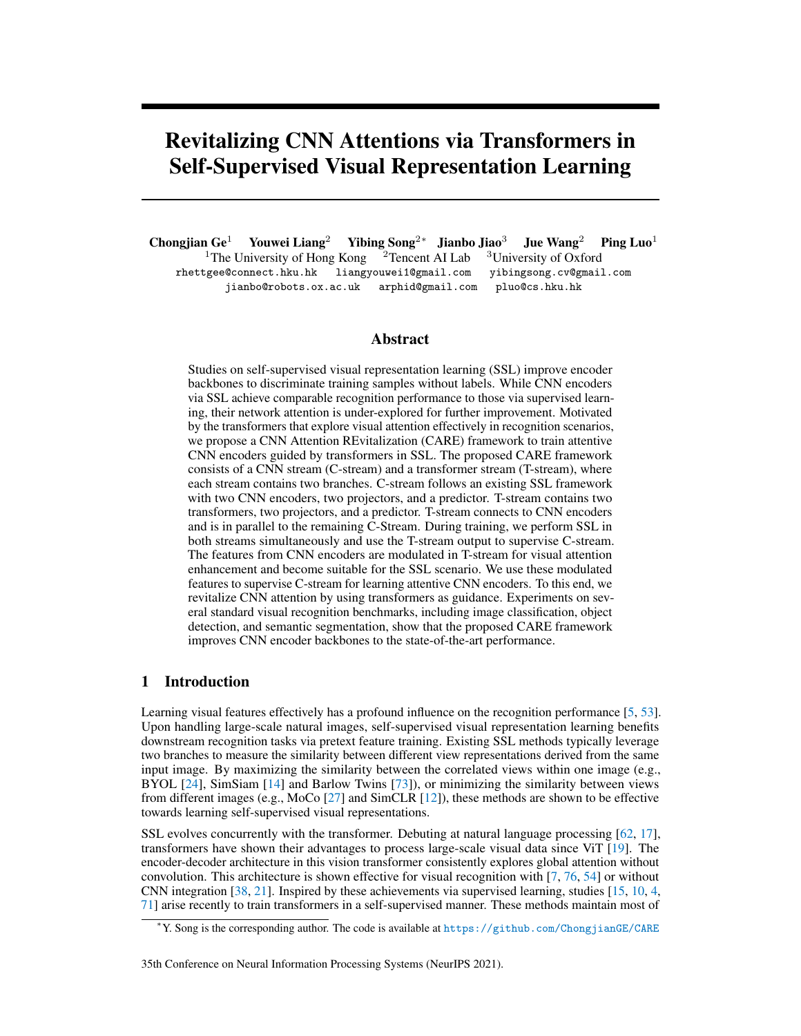# Revitalizing CNN Attentions via Transformers in Self-Supervised Visual Representation Learning

**Chongjian Ge**[1] **Youwei Liang**[2] **Yibing Song**[2∗] **Jianbo Jiao**[3] **Jue Wang**[2] **Ping Luo**[1]

[1]The University of Hong Kong [2]Tencent AI Lab [3]University of Oxford

rhettgee@connect.hku.hk liangyouwei1@gmail.com yibingsong.cv@gmail.com
jianbo@robots.ox.ac.uk arphid@gmail.com pluo@cs.hku.hk

## Abstract

Studies on self-supervised visual representation learning (SSL) improve encoder backbones to discriminate training samples without labels. While CNN encoders via SSL achieve comparable recognition performance to those via supervised learning, their network attention is under-explored for further improvement. Motivated by the transformers that explore visual attention effectively in recognition scenarios, we propose a CNN Attention REvitalization (CARE) framework to train attentive CNN encoders guided by transformers in SSL. The proposed CARE framework consists of a CNN stream (C-stream) and a transformer stream (T-stream), where each stream contains two branches. C-stream follows an existing SSL framework with two CNN encoders, two projectors, and a predictor. T-stream contains two transformers, two projectors, and a predictor. T-stream connects to CNN encoders and is in parallel to the remaining C-Stream. During training, we perform SSL in both streams simultaneously and use the T-stream output to supervise C-stream. The features from CNN encoders are modulated in T-stream for visual attention enhancement and become suitable for the SSL scenario. We use these modulated features to supervise C-stream for learning attentive CNN encoders. To this end, we revitalize CNN attention by using transformers as guidance. Experiments on several standard visual recognition benchmarks, including image classification, object detection, and semantic segmentation, show that the proposed CARE framework improves CNN encoder backbones to the state-of-the-art performance.

## 1 Introduction

Learning visual features effectively has a profound influence on the recognition performance [5, 53]. Upon handling large-scale natural images, self-supervised visual representation learning benefits downstream recognition tasks via pretext feature training. Existing SSL methods typically leverage two branches to measure the similarity between different view representations derived from the same input image. By maximizing the similarity between the correlated views within one image (e.g., BYOL [24], SimSiam [14] and Barlow Twins [73]), or minimizing the similarity between views from different images (e.g., MoCo [27] and SimCLR [12]), these methods are shown to be effective towards learning self-supervised visual representations.

SSL evolves concurrently with the transformer. Debuting at natural language processing [62, 17], transformers have shown their advantages to process large-scale visual data since ViT [19]. The encoder-decoder architecture in this vision transformer consistently explores global attention without convolution. This architecture is shown effective for visual recognition with [7, 76, 54] or without CNN integration [38, 21]. Inspired by these achievements via supervised learning, studies [15, 10, 4, 71] arise recently to train transformers in a self-supervised manner. These methods maintain most of

∗Y. Song is the corresponding author. The code is available at https://github.com/ChongjianGE/CARE

35th Conference on Neural Information Processing Systems (NeurIPS 2021).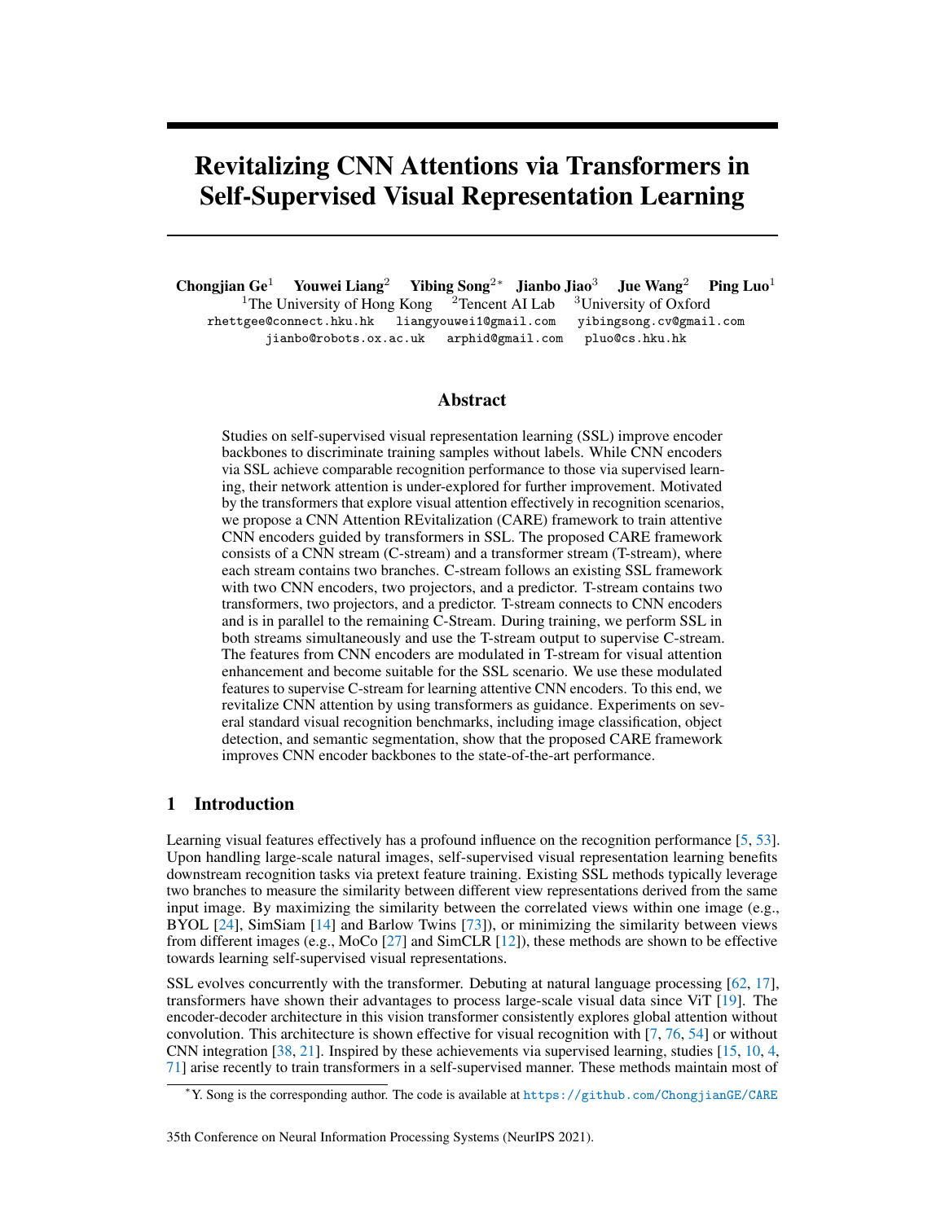# Revitalizing CNN Attentions via Transformers in Self-Supervised Visual Representation Learning

**Chongjian Ge**[1] **Youwei Liang**[2] **Yibing Song**[2*] **Jianbo Jiao**[3] **Jue Wang**[2] **Ping Luo**[1]

[1]The University of Hong Kong [2]Tencent AI Lab [3]University of Oxford

rhettgee@connect.hku.hk liangyouwei1@gmail.com yibingsong.cv@gmail.com
jianbo@robots.ox.ac.uk arphid@gmail.com pluo@cs.hku.hk

## Abstract

Studies on self-supervised visual representation learning (SSL) improve encoder backbones to discriminate training samples without labels. While CNN encoders via SSL achieve comparable recognition performance to those via supervised learning, their network attention is under-explored for further improvement. Motivated by the transformers that explore visual attention effectively in recognition scenarios, we propose a CNN Attention REvitalization (CARE) framework to train attentive CNN encoders guided by transformers in SSL. The proposed CARE framework consists of a CNN stream (C-stream) and a transformer stream (T-stream), where each stream contains two branches. C-stream follows an existing SSL framework with two CNN encoders, two projectors, and a predictor. T-stream contains two transformers, two projectors, and a predictor. T-stream connects to CNN encoders and is in parallel to the remaining C-Stream. During training, we perform SSL in both streams simultaneously and use the T-stream output to supervise C-stream. The features from CNN encoders are modulated in T-stream for visual attention enhancement and become suitable for the SSL scenario. We use these modulated features to supervise C-stream for learning attentive CNN encoders. To this end, we revitalize CNN attention by using transformers as guidance. Experiments on several standard visual recognition benchmarks, including image classification, object detection, and semantic segmentation, show that the proposed CARE framework improves CNN encoder backbones to the state-of-the-art performance.

## 1 Introduction

Learning visual features effectively has a profound influence on the recognition performance [5, 53]. Upon handling large-scale natural images, self-supervised visual representation learning benefits downstream recognition tasks via pretext feature training. Existing SSL methods typically leverage two branches to measure the similarity between different view representations derived from the same input image. By maximizing the similarity between the correlated views within one image (e.g., BYOL [24], SimSiam [14] and Barlow Twins [73]), or minimizing the similarity between views from different images (e.g., MoCo [27] and SimCLR [12]), these methods are shown to be effective towards learning self-supervised visual representations.

SSL evolves concurrently with the transformer. Debuting at natural language processing [62, 17], transformers have shown their advantages to process large-scale visual data since ViT [19]. The encoder-decoder architecture in this vision transformer consistently explores global attention without convolution. This architecture is shown effective for visual recognition with [7, 76, 54] or without CNN integration [38, 21]. Inspired by these achievements via supervised learning, studies [15, 10, 4, 71] arise recently to train transformers in a self-supervised manner. These methods maintain most of

*Y. Song is the corresponding author. The code is available at https://github.com/ChongjianGE/CARE

35th Conference on Neural Information Processing Systems (NeurIPS 2021).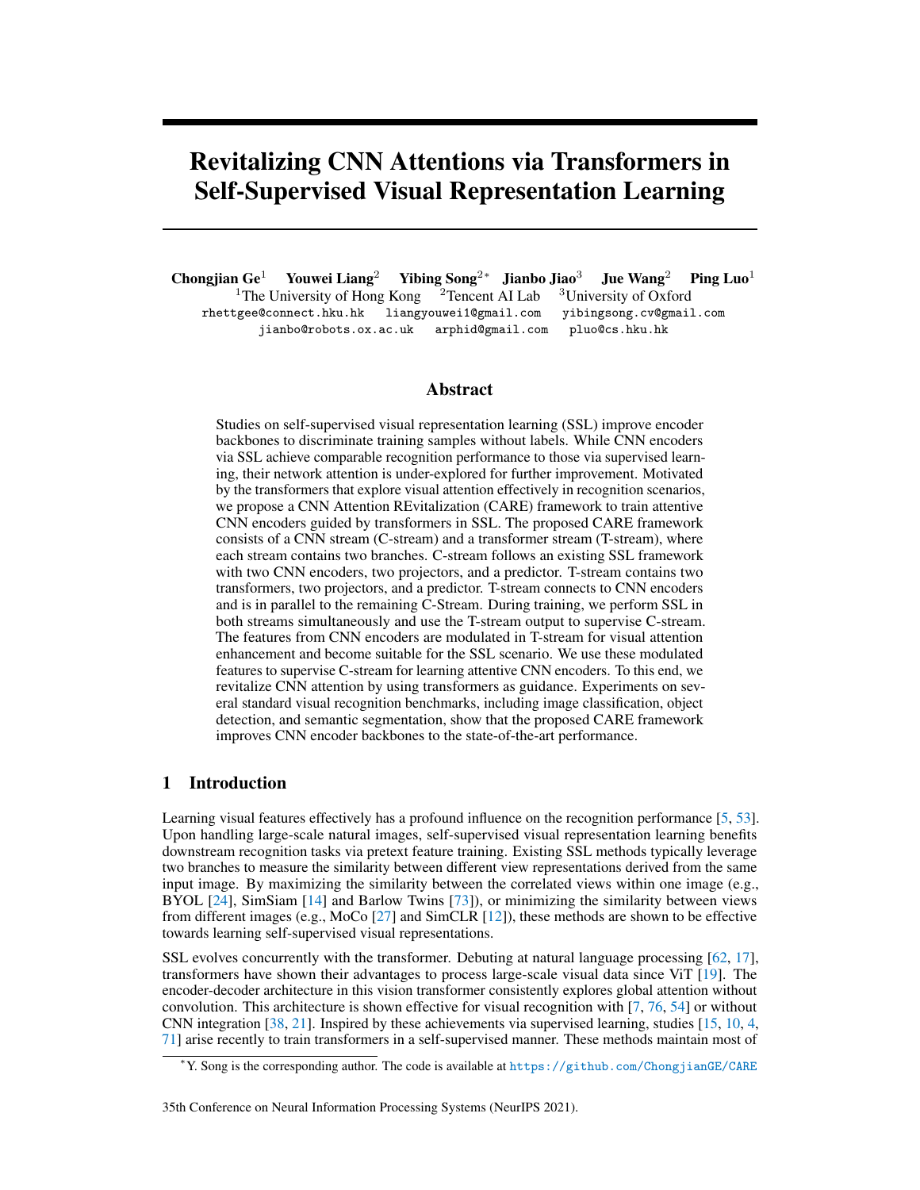# Revitalizing CNN Attentions via Transformers in Self-Supervised Visual Representation Learning

**Chongjian Ge**[1] **Youwei Liang**[2] **Yibing Song**[2*] **Jianbo Jiao**[3] **Jue Wang**[2] **Ping Luo**[1]

[1]The University of Hong Kong [2]Tencent AI Lab [3]University of Oxford

rhettgee@connect.hku.hk liangyouwei1@gmail.com yibingsong.cv@gmail.com
jianbo@robots.ox.ac.uk arphid@gmail.com pluo@cs.hku.hk

## Abstract

Studies on self-supervised visual representation learning (SSL) improve encoder backbones to discriminate training samples without labels. While CNN encoders via SSL achieve comparable recognition performance to those via supervised learning, their network attention is under-explored for further improvement. Motivated by the transformers that explore visual attention effectively in recognition scenarios, we propose a CNN Attention REvitalization (CARE) framework to train attentive CNN encoders guided by transformers in SSL. The proposed CARE framework consists of a CNN stream (C-stream) and a transformer stream (T-stream), where each stream contains two branches. C-stream follows an existing SSL framework with two CNN encoders, two projectors, and a predictor. T-stream contains two transformers, two projectors, and a predictor. T-stream connects to CNN encoders and is in parallel to the remaining C-Stream. During training, we perform SSL in both streams simultaneously and use the T-stream output to supervise C-stream. The features from CNN encoders are modulated in T-stream for visual attention enhancement and become suitable for the SSL scenario. We use these modulated features to supervise C-stream for learning attentive CNN encoders. To this end, we revitalize CNN attention by using transformers as guidance. Experiments on several standard visual recognition benchmarks, including image classification, object detection, and semantic segmentation, show that the proposed CARE framework improves CNN encoder backbones to the state-of-the-art performance.

## 1 Introduction

Learning visual features effectively has a profound influence on the recognition performance [5, 53]. Upon handling large-scale natural images, self-supervised visual representation learning benefits downstream recognition tasks via pretext feature training. Existing SSL methods typically leverage two branches to measure the similarity between different view representations derived from the same input image. By maximizing the similarity between the correlated views within one image (e.g., BYOL [24], SimSiam [14] and Barlow Twins [73]), or minimizing the similarity between views from different images (e.g., MoCo [27] and SimCLR [12]), these methods are shown to be effective towards learning self-supervised visual representations.

SSL evolves concurrently with the transformer. Debuting at natural language processing [62, 17], transformers have shown their advantages to process large-scale visual data since ViT [19]. The encoder-decoder architecture in this vision transformer consistently explores global attention without convolution. This architecture is shown effective for visual recognition with [7, 76, 54] or without CNN integration [38, 21]. Inspired by these achievements via supervised learning, studies [15, 10, 4, 71] arise recently to train transformers in a self-supervised manner. These methods maintain most of

*Y. Song is the corresponding author. The code is available at https://github.com/ChongjianGE/CARE

35th Conference on Neural Information Processing Systems (NeurIPS 2021).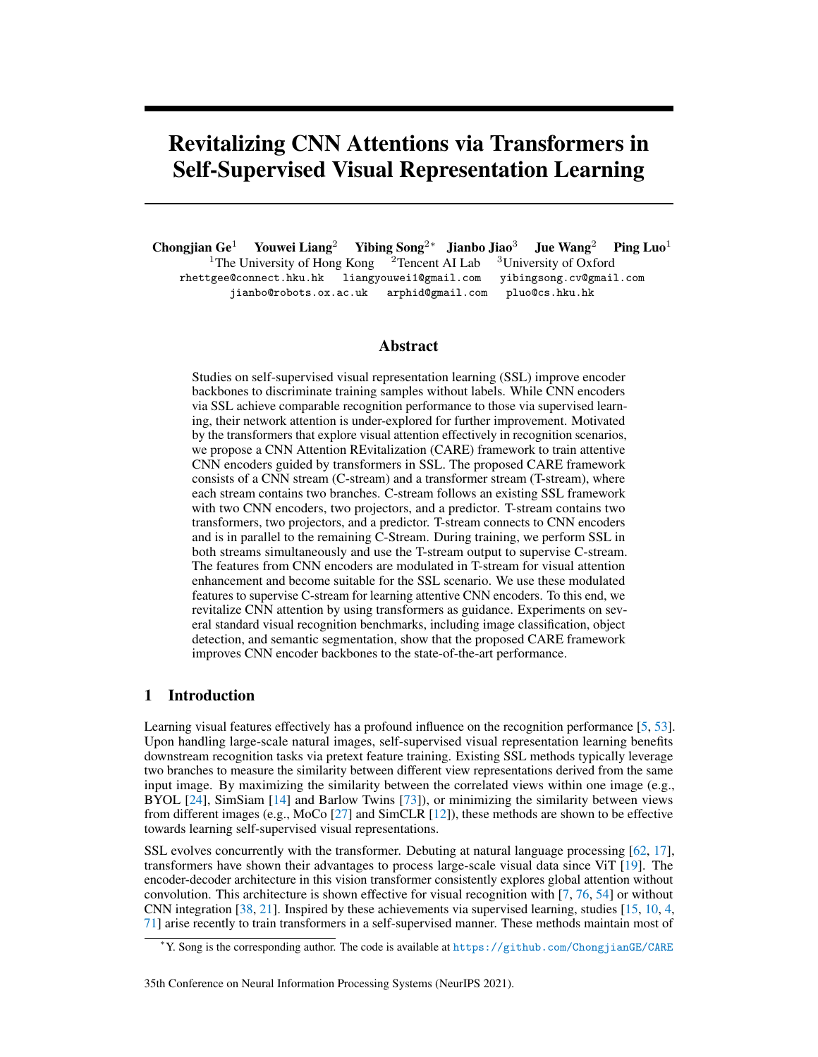# Revitalizing CNN Attentions via Transformers in Self-Supervised Visual Representation Learning

**Chongjian Ge**[1] **Youwei Liang**[2] **Yibing Song**[2]* **Jianbo Jiao**[3] **Jue Wang**[2] **Ping Luo**[1]

[1]The University of Hong Kong [2]Tencent AI Lab [3]University of Oxford

rhettgee@connect.hku.hk liangyouwei1@gmail.com yibingsong.cv@gmail.com
jianbo@robots.ox.ac.uk arphid@gmail.com pluo@cs.hku.hk

## Abstract

Studies on self-supervised visual representation learning (SSL) improve encoder backbones to discriminate training samples without labels. While CNN encoders via SSL achieve comparable recognition performance to those via supervised learning, their network attention is under-explored for further improvement. Motivated by the transformers that explore visual attention effectively in recognition scenarios, we propose a CNN Attention REvitalization (CARE) framework to train attentive CNN encoders guided by transformers in SSL. The proposed CARE framework consists of a CNN stream (C-stream) and a transformer stream (T-stream), where each stream contains two branches. C-stream follows an existing SSL framework with two CNN encoders, two projectors, and a predictor. T-stream contains two transformers, two projectors, and a predictor. T-stream connects to CNN encoders and is in parallel to the remaining C-Stream. During training, we perform SSL in both streams simultaneously and use the T-stream output to supervise C-stream. The features from CNN encoders are modulated in T-stream for visual attention enhancement and become suitable for the SSL scenario. We use these modulated features to supervise C-stream for learning attentive CNN encoders. To this end, we revitalize CNN attention by using transformers as guidance. Experiments on several standard visual recognition benchmarks, including image classification, object detection, and semantic segmentation, show that the proposed CARE framework improves CNN encoder backbones to the state-of-the-art performance.

## 1 Introduction

Learning visual features effectively has a profound influence on the recognition performance [5, 53]. Upon handling large-scale natural images, self-supervised visual representation learning benefits downstream recognition tasks via pretext feature training. Existing SSL methods typically leverage two branches to measure the similarity between different view representations derived from the same input image. By maximizing the similarity between the correlated views within one image (e.g., BYOL [24], SimSiam [14] and Barlow Twins [73]), or minimizing the similarity between views from different images (e.g., MoCo [27] and SimCLR [12]), these methods are shown to be effective towards learning self-supervised visual representations.

SSL evolves concurrently with the transformer. Debuting at natural language processing [62, 17], transformers have shown their advantages to process large-scale visual data since ViT [19]. The encoder-decoder architecture in this vision transformer consistently explores global attention without convolution. This architecture is shown effective for visual recognition with [7, 76, 54] or without CNN integration [38, 21]. Inspired by these achievements via supervised learning, studies [15, 10, 4, 71] arise recently to train transformers in a self-supervised manner. These methods maintain most of

*Y. Song is the corresponding author. The code is available at https://github.com/ChongjianGE/CARE

35th Conference on Neural Information Processing Systems (NeurIPS 2021).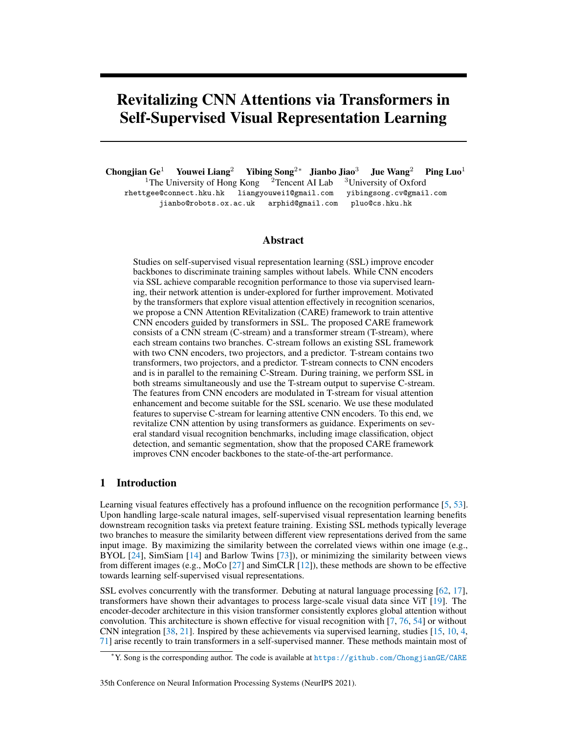# Revitalizing CNN Attentions via Transformers in Self-Supervised Visual Representation Learning

**Chongjian Ge**[1] **Youwei Liang**[2] **Yibing Song**[2*] **Jianbo Jiao**[3] **Jue Wang**[2] **Ping Luo**[1]

[1]The University of Hong Kong [2]Tencent AI Lab [3]University of Oxford

rhettgee@connect.hku.hk liangyouwei1@gmail.com yibingsong.cv@gmail.com
jianbo@robots.ox.ac.uk arphid@gmail.com pluo@cs.hku.hk

## Abstract

Studies on self-supervised visual representation learning (SSL) improve encoder backbones to discriminate training samples without labels. While CNN encoders via SSL achieve comparable recognition performance to those via supervised learning, their network attention is under-explored for further improvement. Motivated by the transformers that explore visual attention effectively in recognition scenarios, we propose a CNN Attention REvitalization (CARE) framework to train attentive CNN encoders guided by transformers in SSL. The proposed CARE framework consists of a CNN stream (C-stream) and a transformer stream (T-stream), where each stream contains two branches. C-stream follows an existing SSL framework with two CNN encoders, two projectors, and a predictor. T-stream contains two transformers, two projectors, and a predictor. T-stream connects to CNN encoders and is in parallel to the remaining C-Stream. During training, we perform SSL in both streams simultaneously and use the T-stream output to supervise C-stream. The features from CNN encoders are modulated in T-stream for visual attention enhancement and become suitable for the SSL scenario. We use these modulated features to supervise C-stream for learning attentive CNN encoders. To this end, we revitalize CNN attention by using transformers as guidance. Experiments on several standard visual recognition benchmarks, including image classification, object detection, and semantic segmentation, show that the proposed CARE framework improves CNN encoder backbones to the state-of-the-art performance.

## 1 Introduction

Learning visual features effectively has a profound influence on the recognition performance [5, 53]. Upon handling large-scale natural images, self-supervised visual representation learning benefits downstream recognition tasks via pretext feature training. Existing SSL methods typically leverage two branches to measure the similarity between different view representations derived from the same input image. By maximizing the similarity between the correlated views within one image (e.g., BYOL [24], SimSiam [14] and Barlow Twins [73]), or minimizing the similarity between views from different images (e.g., MoCo [27] and SimCLR [12]), these methods are shown to be effective towards learning self-supervised visual representations.

SSL evolves concurrently with the transformer. Debuting at natural language processing [62, 17], transformers have shown their advantages to process large-scale visual data since ViT [19]. The encoder-decoder architecture in this vision transformer consistently explores global attention without convolution. This architecture is shown effective for visual recognition with [7, 76, 54] or without CNN integration [38, 21]. Inspired by these achievements via supervised learning, studies [15, 10, 4, 71] arise recently to train transformers in a self-supervised manner. These methods maintain most of

*Y. Song is the corresponding author. The code is available at https://github.com/ChongjianGE/CARE

35th Conference on Neural Information Processing Systems (NeurIPS 2021).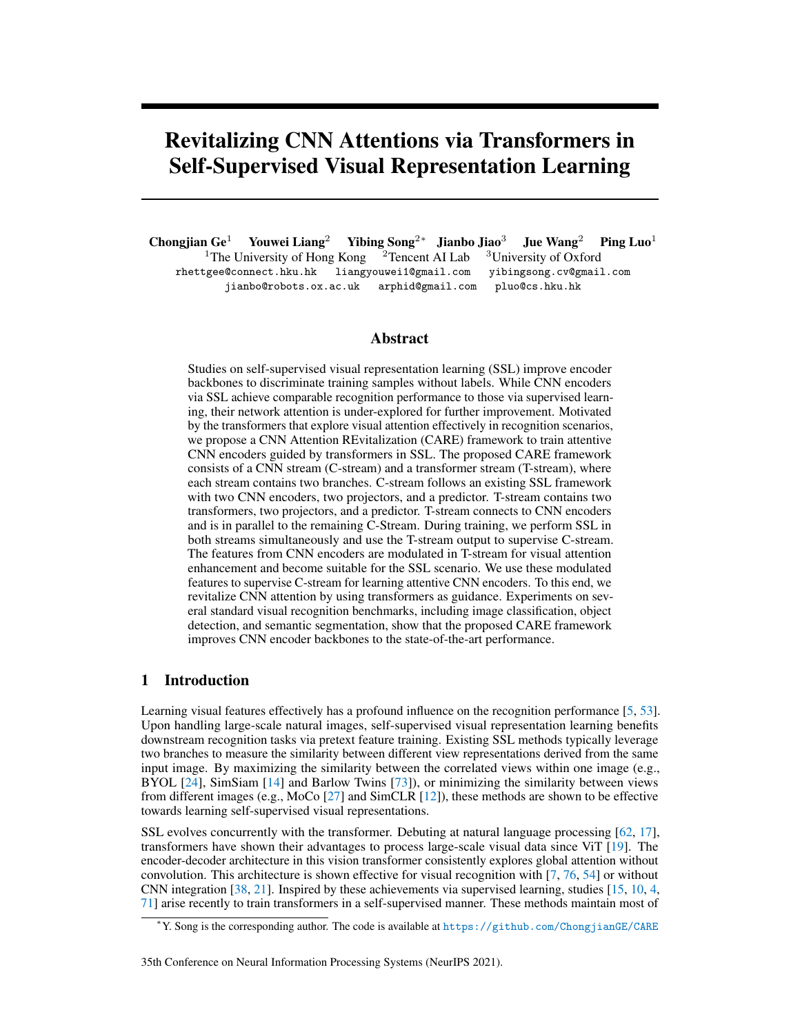# Revitalizing CNN Attentions via Transformers in Self-Supervised Visual Representation Learning

**Chongjian Ge**[1] **Youwei Liang**[2] **Yibing Song**[2*] **Jianbo Jiao**[3] **Jue Wang**[2] **Ping Luo**[1]

[1]The University of Hong Kong [2]Tencent AI Lab [3]University of Oxford

rhettgee@connect.hku.hk liangyouwei1@gmail.com yibingsong.cv@gmail.com

jianbo@robots.ox.ac.uk arphid@gmail.com pluo@cs.hku.hk

## Abstract

Studies on self-supervised visual representation learning (SSL) improve encoder backbones to discriminate training samples without labels. While CNN encoders via SSL achieve comparable recognition performance to those via supervised learning, their network attention is under-explored for further improvement. Motivated by the transformers that explore visual attention effectively in recognition scenarios, we propose a CNN Attention REvitalization (CARE) framework to train attentive CNN encoders guided by transformers in SSL. The proposed CARE framework consists of a CNN stream (C-stream) and a transformer stream (T-stream), where each stream contains two branches. C-stream follows an existing SSL framework with two CNN encoders, two projectors, and a predictor. T-stream contains two transformers, two projectors, and a predictor. T-stream connects to CNN encoders and is in parallel to the remaining C-Stream. During training, we perform SSL in both streams simultaneously and use the T-stream output to supervise C-stream. The features from CNN encoders are modulated in T-stream for visual attention enhancement and become suitable for the SSL scenario. We use these modulated features to supervise C-stream for learning attentive CNN encoders. To this end, we revitalize CNN attention by using transformers as guidance. Experiments on several standard visual recognition benchmarks, including image classification, object detection, and semantic segmentation, show that the proposed CARE framework improves CNN encoder backbones to the state-of-the-art performance.

## 1 Introduction

Learning visual features effectively has a profound influence on the recognition performance [5, 53]. Upon handling large-scale natural images, self-supervised visual representation learning benefits downstream recognition tasks via pretext feature training. Existing SSL methods typically leverage two branches to measure the similarity between different view representations derived from the same input image. By maximizing the similarity between the correlated views within one image (e.g., BYOL [24], SimSiam [14] and Barlow Twins [73]), or minimizing the similarity between views from different images (e.g., MoCo [27] and SimCLR [12]), these methods are shown to be effective towards learning self-supervised visual representations.

SSL evolves concurrently with the transformer. Debuting at natural language processing [62, 17], transformers have shown their advantages to process large-scale visual data since ViT [19]. The encoder-decoder architecture in this vision transformer consistently explores global attention without convolution. This architecture is shown effective for visual recognition with [7, 76, 54] or without CNN integration [38, 21]. Inspired by these achievements via supervised learning, studies [15, 10, 4, 71] arise recently to train transformers in a self-supervised manner. These methods maintain most of

*Y. Song is the corresponding author. The code is available at https://github.com/ChongjianGE/CARE

35th Conference on Neural Information Processing Systems (NeurIPS 2021).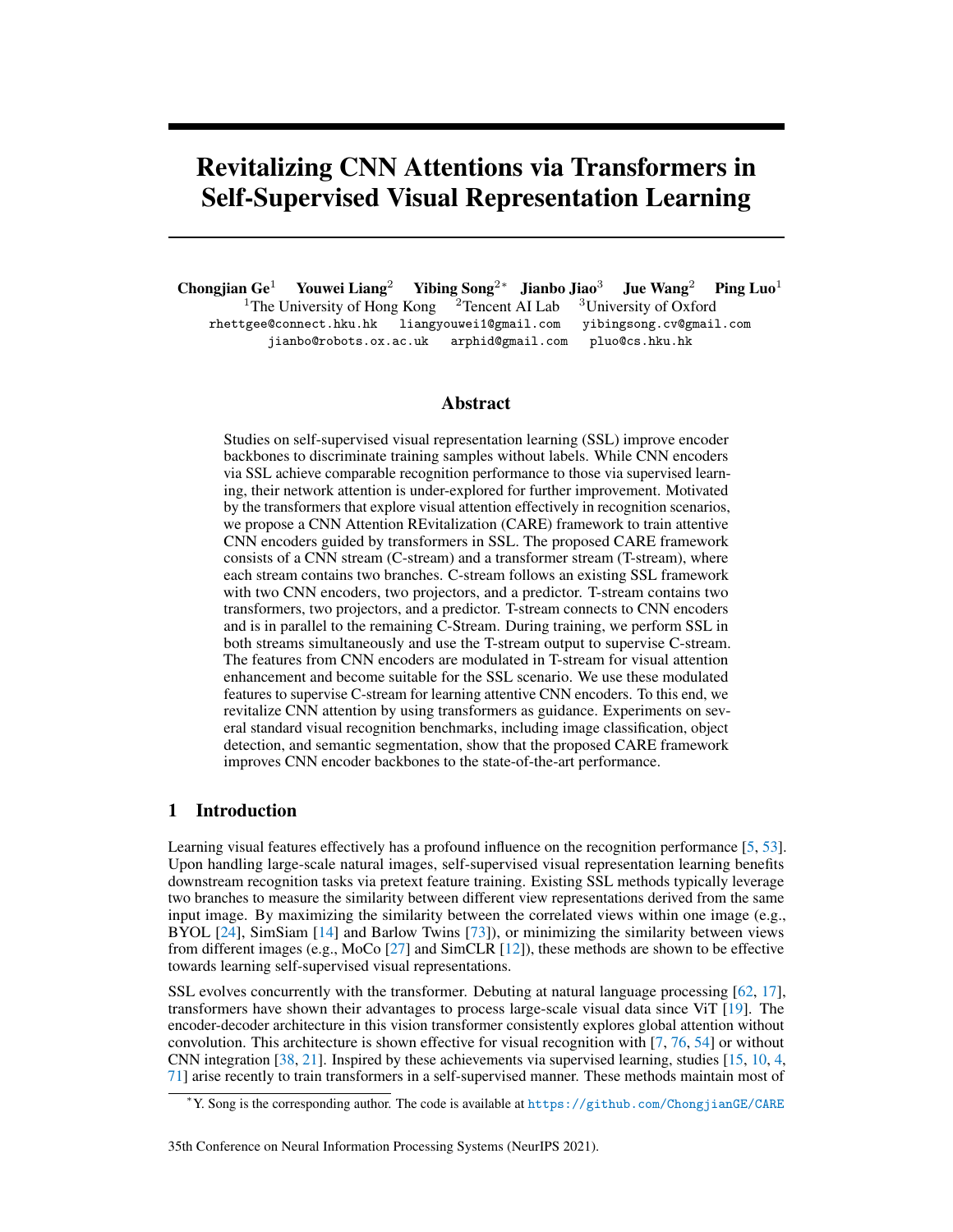# Revitalizing CNN Attentions via Transformers in Self-Supervised Visual Representation Learning

**Chongjian Ge**[1] **Youwei Liang**[2] **Yibing Song**[2*] **Jianbo Jiao**[3] **Jue Wang**[2] **Ping Luo**[1]

[1]The University of Hong Kong [2]Tencent AI Lab [3]University of Oxford

rhettgee@connect.hku.hk liangyouwei1@gmail.com yibingsong.cv@gmail.com
jianbo@robots.ox.ac.uk arphid@gmail.com pluo@cs.hku.hk

## Abstract

Studies on self-supervised visual representation learning (SSL) improve encoder backbones to discriminate training samples without labels. While CNN encoders via SSL achieve comparable recognition performance to those via supervised learning, their network attention is under-explored for further improvement. Motivated by the transformers that explore visual attention effectively in recognition scenarios, we propose a CNN Attention REvitalization (CARE) framework to train attentive CNN encoders guided by transformers in SSL. The proposed CARE framework consists of a CNN stream (C-stream) and a transformer stream (T-stream), where each stream contains two branches. C-stream follows an existing SSL framework with two CNN encoders, two projectors, and a predictor. T-stream contains two transformers, two projectors, and a predictor. T-stream connects to CNN encoders and is in parallel to the remaining C-Stream. During training, we perform SSL in both streams simultaneously and use the T-stream output to supervise C-stream. The features from CNN encoders are modulated in T-stream for visual attention enhancement and become suitable for the SSL scenario. We use these modulated features to supervise C-stream for learning attentive CNN encoders. To this end, we revitalize CNN attention by using transformers as guidance. Experiments on several standard visual recognition benchmarks, including image classification, object detection, and semantic segmentation, show that the proposed CARE framework improves CNN encoder backbones to the state-of-the-art performance.

## 1 Introduction

Learning visual features effectively has a profound influence on the recognition performance [5, 53]. Upon handling large-scale natural images, self-supervised visual representation learning benefits downstream recognition tasks via pretext feature training. Existing SSL methods typically leverage two branches to measure the similarity between different view representations derived from the same input image. By maximizing the similarity between the correlated views within one image (e.g., BYOL [24], SimSiam [14] and Barlow Twins [73]), or minimizing the similarity between views from different images (e.g., MoCo [27] and SimCLR [12]), these methods are shown to be effective towards learning self-supervised visual representations.

SSL evolves concurrently with the transformer. Debuting at natural language processing [62, 17], transformers have shown their advantages to process large-scale visual data since ViT [19]. The encoder-decoder architecture in this vision transformer consistently explores global attention without convolution. This architecture is shown effective for visual recognition with [7, 76, 54] or without CNN integration [38, 21]. Inspired by these achievements via supervised learning, studies [15, 10, 4, 71] arise recently to train transformers in a self-supervised manner. These methods maintain most of

*Y. Song is the corresponding author. The code is available at https://github.com/ChongjianGE/CARE

35th Conference on Neural Information Processing Systems (NeurIPS 2021).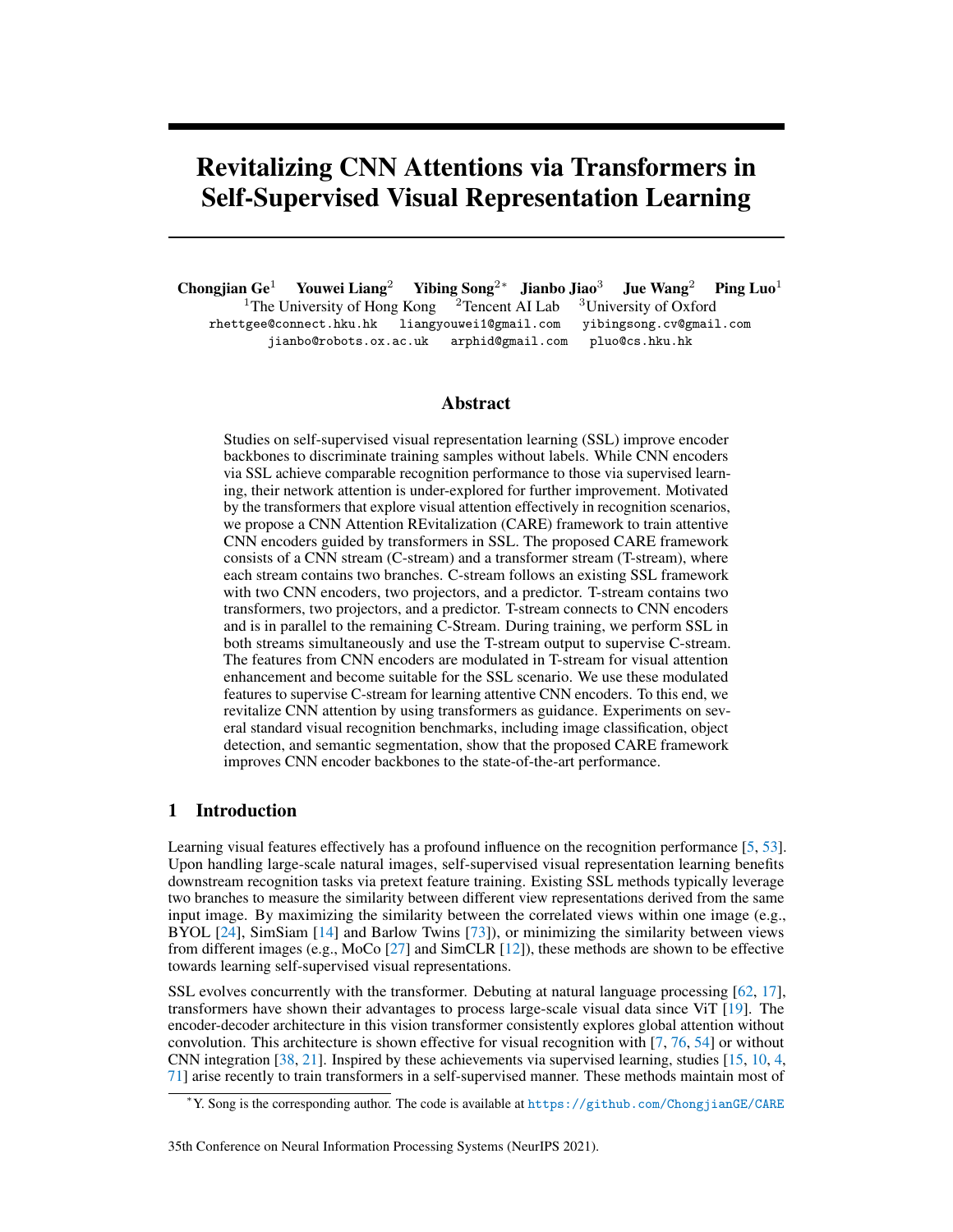# Revitalizing CNN Attentions via Transformers in Self-Supervised Visual Representation Learning

**Chongjian Ge**[1] **Youwei Liang**[2] **Yibing Song**[2*] **Jianbo Jiao**[3] **Jue Wang**[2] **Ping Luo**[1]

[1]The University of Hong Kong [2]Tencent AI Lab [3]University of Oxford

rhettgee@connect.hku.hk liangyouwei1@gmail.com yibingsong.cv@gmail.com

jianbo@robots.ox.ac.uk arphid@gmail.com pluo@cs.hku.hk

## Abstract

Studies on self-supervised visual representation learning (SSL) improve encoder backbones to discriminate training samples without labels. While CNN encoders via SSL achieve comparable recognition performance to those via supervised learning, their network attention is under-explored for further improvement. Motivated by the transformers that explore visual attention effectively in recognition scenarios, we propose a CNN Attention REvitalization (CARE) framework to train attentive CNN encoders guided by transformers in SSL. The proposed CARE framework consists of a CNN stream (C-stream) and a transformer stream (T-stream), where each stream contains two branches. C-stream follows an existing SSL framework with two CNN encoders, two projectors, and a predictor. T-stream contains two transformers, two projectors, and a predictor. T-stream connects to CNN encoders and is in parallel to the remaining C-Stream. During training, we perform SSL in both streams simultaneously and use the T-stream output to supervise C-stream. The features from CNN encoders are modulated in T-stream for visual attention enhancement and become suitable for the SSL scenario. We use these modulated features to supervise C-stream for learning attentive CNN encoders. To this end, we revitalize CNN attention by using transformers as guidance. Experiments on several standard visual recognition benchmarks, including image classification, object detection, and semantic segmentation, show that the proposed CARE framework improves CNN encoder backbones to the state-of-the-art performance.

## 1 Introduction

Learning visual features effectively has a profound influence on the recognition performance [5, 53]. Upon handling large-scale natural images, self-supervised visual representation learning benefits downstream recognition tasks via pretext feature training. Existing SSL methods typically leverage two branches to measure the similarity between different view representations derived from the same input image. By maximizing the similarity between the correlated views within one image (e.g., BYOL [24], SimSiam [14] and Barlow Twins [73]), or minimizing the similarity between views from different images (e.g., MoCo [27] and SimCLR [12]), these methods are shown to be effective towards learning self-supervised visual representations.

SSL evolves concurrently with the transformer. Debuting at natural language processing [62, 17], transformers have shown their advantages to process large-scale visual data since ViT [19]. The encoder-decoder architecture in this vision transformer consistently explores global attention without convolution. This architecture is shown effective for visual recognition with [7, 76, 54] or without CNN integration [38, 21]. Inspired by these achievements via supervised learning, studies [15, 10, 4, 71] arise recently to train transformers in a self-supervised manner. These methods maintain most of

*Y. Song is the corresponding author. The code is available at https://github.com/ChongjianGE/CARE

35th Conference on Neural Information Processing Systems (NeurIPS 2021).